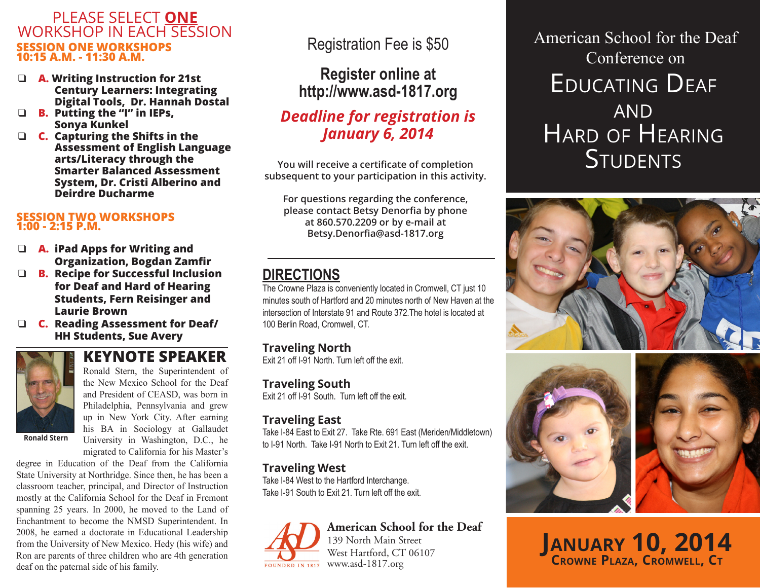# American School for the Deaf Conference on Educating Deaf and Hard of Hearing Students

## January 10, 2014

**Crowne Plaza, Cromwell, CT**

## PLEASE SELECT **ONE** WORKSHOP IN EACH SESSION

### SESSION ONE WORKSHOPS 10:15 A.M. - 11:30 A.M.

- ❑ **A. Writing Instruction for 21st Century Learners: Integrating Digital Tools, Dr. Hannah Dostal**
- ❑ **B. Putting the "I" in IEPs, Sonya Kunkel**
- ❑ **C. Capturing the Shifts in the Assessment of English Language arts/Literacy through the Smarter Balanced Assessment System, Dr. Cristi Alberino and Deirdre Ducharme**

### SESSION TWO WORKSHOPS 1:00 - 2:15 P.M.

- ❑ **A. iPad Apps for Writing and Organization, Bogdan Zamfir**
- ❑ **B. Recipe for Successful Inclusion for Deaf and Hard of Hearing Students, Fern Reisinger and Laurie Brown**
- ❑ **C. Reading Assessment for Deaf/HH Students, Sue Avery**

## KEYNOTE SPEAKER

Ronald Stern

Ronald Stern, the Superintendent of the New Mexico School for the Deaf and President of CEASD, was born in Philadelphia, Pennsylvania and grew up in New York City. After earning his BA in Sociology at Gallaudet University in Washington, D.C., he migrated to California for his Master's degree in Education of the Deaf from the California State University at Northridge. Since then, he has been a classroom teacher, principal, and Director of Instruction mostly at the California School for the Deaf in Fremont spanning 25 years. In 2000, he moved to the Land of Enchantment to become the NMSD Superintendent. In 2008, he earned a doctorate in Educational Leadership from the University of New Mexico. Hedy (his wife) and Ron are parents of three children who are 4th generation deaf on the paternal side of his family.

Registration Fee is $50

**Register online at http://www.asd-1817.org**

***Deadline for registration is January 6, 2014***

**You will receive a certificate of completion subsequent to your participation in this activity.**

**For questions regarding the conference, please contact Betsy Denorfia by phone at 860.570.2209 or by e-mail at Betsy.Denorfia@asd-1817.org**

## DIRECTIONS

The Crowne Plaza is conveniently located in Cromwell, CT just 10 minutes south of Hartford and 20 minutes north of New Haven at the intersection of Interstate 91 and Route 372.The hotel is located at 100 Berlin Road, Cromwell, CT.

### Traveling North

Exit 21 off I-91 North. Turn left off the exit.

### Traveling South

Exit 21 off I-91 South. Turn left off the exit.

### Traveling East

Take I-84 East to Exit 27. Take Rte. 691 East (Meriden/Middletown) to I-91 North. Take I-91 North to Exit 21. Turn left off the exit.

### Traveling West

Take I-84 West to the Hartford Interchange.
Take I-91 South to Exit 21. Turn left off the exit.

ASD FOUNDED IN 1817

**American School for the Deaf**
139 North Main Street
West Hartford, CT 06107
www.asd-1817.org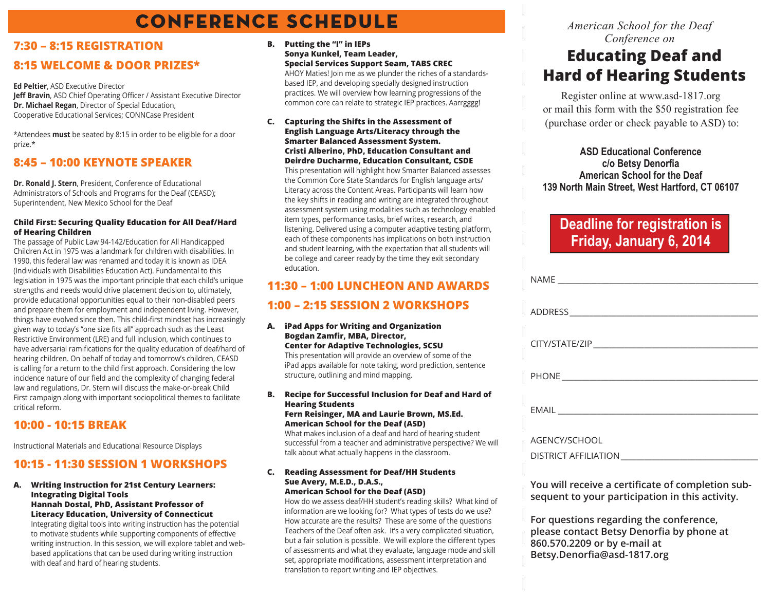# CONFERENCE SCHEDULE

## 7:30 – 8:15 REGISTRATION

## 8:15 WELCOME & DOOR PRIZES*

**Ed Peltier**, ASD Executive Director
**Jeff Bravin**, ASD Chief Operating Officer / Assistant Executive Director
**Dr. Michael Regan**, Director of Special Education, Cooperative Educational Services; CONNCase President

*Attendees **must** be seated by 8:15 in order to be eligible for a door prize.*

## 8:45 – 10:00 KEYNOTE SPEAKER

**Dr. Ronald J. Stern**, President, Conference of Educational Administrators of Schools and Programs for the Deaf (CEASD); Superintendent, New Mexico School for the Deaf

**Child First: Securing Quality Education for All Deaf/Hard of Hearing Children**

The passage of Public Law 94-142/Education for All Handicapped Children Act in 1975 was a landmark for children with disabilities. In 1990, this federal law was renamed and today it is known as IDEA (Individuals with Disabilities Education Act). Fundamental to this legislation in 1975 was the important principle that each child's unique strengths and needs would drive placement decision to, ultimately, provide educational opportunities equal to their non-disabled peers and prepare them for employment and independent living. However, things have evolved since then. This child-first mindset has increasingly given way to today's "one size fits all" approach such as the Least Restrictive Environment (LRE) and full inclusion, which continues to have adversarial ramifications for the quality education of deaf/hard of hearing children. On behalf of today and tomorrow's children, CEASD is calling for a return to the child first approach. Considering the low incidence nature of our field and the complexity of changing federal law and regulations, Dr. Stern will discuss the make-or-break Child First campaign along with important sociopolitical themes to facilitate critical reform.

## 10:00 - 10:15 BREAK

Instructional Materials and Educational Resource Displays

## 10:15 - 11:30 SESSION 1 WORKSHOPS

**A. Writing Instruction for 21st Century Learners: Integrating Digital Tools**
**Hannah Dostal, PhD, Assistant Professor of Literacy Education, University of Connecticut**

Integrating digital tools into writing instruction has the potential to motivate students while supporting components of effective writing instruction. In this session, we will explore tablet and web-based applications that can be used during writing instruction with deaf and hard of hearing students.

**B. Putting the "I" in IEPs**
**Sonya Kunkel, Team Leader, Special Services Support Seam, TABS CREC**

AHOY Maties! Join me as we plunder the riches of a standards-based IEP, and developing specially designed instruction practices. We will overview how learning progressions of the common core can relate to strategic IEP practices. Aarrgggg!

**C. Capturing the Shifts in the Assessment of English Language Arts/Literacy through the Smarter Balanced Assessment System.**
**Cristi Alberino, PhD, Education Consultant and Deirdre Ducharme, Education Consultant, CSDE**

This presentation will highlight how Smarter Balanced assesses the Common Core State Standards for English language arts/ Literacy across the Content Areas. Participants will learn how the key shifts in reading and writing are integrated throughout assessment system using modalities such as technology enabled item types, performance tasks, brief writes, research, and listening. Delivered using a computer adaptive testing platform, each of these components has implications on both instruction and student learning, with the expectation that all students will be college and career ready by the time they exit secondary education.

## 11:30 – 1:00 LUNCHEON AND AWARDS

## 1:00 – 2:15 SESSION 2 WORKSHOPS

**A. iPad Apps for Writing and Organization**
**Bogdan Zamfir, MBA, Director, Center for Adaptive Technologies, SCSU**

This presentation will provide an overview of some of the iPad apps available for note taking, word prediction, sentence structure, outlining and mind mapping.

**B. Recipe for Successful Inclusion for Deaf and Hard of Hearing Students**
**Fern Reisinger, MA and Laurie Brown, MS.Ed. American School for the Deaf (ASD)**

What makes inclusion of a deaf and hard of hearing student successful from a teacher and administrative perspective? We will talk about what actually happens in the classroom.

**C. Reading Assessment for Deaf/HH Students**
**Sue Avery, M.E.D., D.A.S., American School for the Deaf (ASD)**

How do we assess deaf/HH student's reading skills? What kind of information are we looking for? What types of tests do we use? How accurate are the results? These are some of the questions Teachers of the Deaf often ask. It's a very complicated situation, but a fair solution is possible. We will explore the different types of assessments and what they evaluate, language mode and skill set, appropriate modifications, assessment interpretation and translation to report writing and IEP objectives.

---

*American School for the Deaf Conference on*

# Educating Deaf and Hard of Hearing Students

Register online at www.asd-1817.org or mail this form with the $50 registration fee (purchase order or check payable to ASD) to:

**ASD Educational Conference**
**c/o Betsy Denorfia**
**American School for the Deaf**
**139 North Main Street, West Hartford, CT 06107**

**Deadline for registration is Friday, January 6, 2014**

NAME ____________________

ADDRESS ____________________

CITY/STATE/ZIP ____________________

PHONE ____________________

EMAIL ____________________

AGENCY/SCHOOL
DISTRICT AFFILIATION ____________________

**You will receive a certificate of completion subsequent to your participation in this activity.**

**For questions regarding the conference, please contact Betsy Denorfia by phone at 860.570.2209 or by e-mail at Betsy.Denorfia@asd-1817.org**